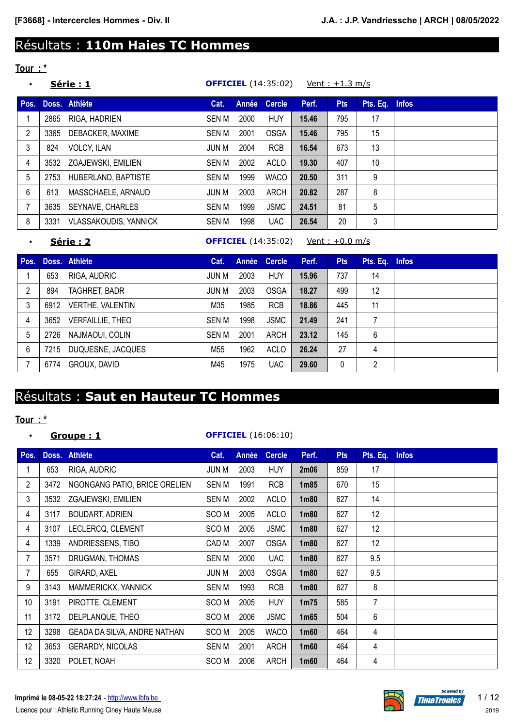**[F3668] - Intercercles Hommes - Div. II** | **J.A. : J.P. Vandriessche | ARCH | 08/05/2022**

# Résultats : 110m Haies TC Hommes

**Tour : ***

- **Série : 1** — **OFFICIEL** (14:35:02) — Vent : +1.3 m/s

| Pos. | Doss. | Athlète | Cat. | Année | Cercle | Perf. | Pts | Pts. Eq. | Infos |
|---|---|---|---|---|---|---|---|---|---|
| 1 | 2865 | RIGA, HADRIEN | SEN M | 2000 | HUY | 15.46 | 795 | 17 | |
| 2 | 3365 | DEBACKER, MAXIME | SEN M | 2001 | OSGA | 15.46 | 795 | 15 | |
| 3 | 824 | VOLCY, ILAN | JUN M | 2004 | RCB | 16.54 | 673 | 13 | |
| 4 | 3532 | ZGAJEWSKI, EMILIEN | SEN M | 2002 | ACLO | 19.30 | 407 | 10 | |
| 5 | 2753 | HUBERLAND, BAPTISTE | SEN M | 1999 | WACO | 20.50 | 311 | 9 | |
| 6 | 613 | MASSCHAELE, ARNAUD | JUN M | 2003 | ARCH | 20.82 | 287 | 8 | |
| 7 | 3635 | SEYNAVE, CHARLES | SEN M | 1999 | JSMC | 24.51 | 81 | 5 | |
| 8 | 3331 | VLASSAKOUDIS, YANNICK | SEN M | 1998 | UAC | 26.54 | 20 | 3 | |

- **Série : 2** — **OFFICIEL** (14:35:02) — Vent : +0.0 m/s

| Pos. | Doss. | Athlète | Cat. | Année | Cercle | Perf. | Pts | Pts. Eq. | Infos |
|---|---|---|---|---|---|---|---|---|---|
| 1 | 653 | RIGA, AUDRIC | JUN M | 2003 | HUY | 15.96 | 737 | 14 | |
| 2 | 894 | TAGHRET, BADR | JUN M | 2003 | OSGA | 18.27 | 499 | 12 | |
| 3 | 6912 | VERTHE, VALENTIN | M35 | 1985 | RCB | 18.86 | 445 | 11 | |
| 4 | 3652 | VERFAILLIE, THEO | SEN M | 1998 | JSMC | 21.49 | 241 | 7 | |
| 5 | 2726 | NAJMAOUI, COLIN | SEN M | 2001 | ARCH | 23.12 | 145 | 6 | |
| 6 | 7215 | DUQUESNE, JACQUES | M55 | 1962 | ACLO | 26.24 | 27 | 4 | |
| 7 | 6774 | GROUX, DAVID | M45 | 1975 | UAC | 29.60 | 0 | 2 | |

# Résultats : Saut en Hauteur TC Hommes

**Tour : ***

- **Groupe : 1** — **OFFICIEL** (16:06:10)

| Pos. | Doss. | Athlète | Cat. | Année | Cercle | Perf. | Pts | Pts. Eq. | Infos |
|---|---|---|---|---|---|---|---|---|---|
| 1 | 653 | RIGA, AUDRIC | JUN M | 2003 | HUY | 2m06 | 859 | 17 | |
| 2 | 3472 | NGONGANG PATIO, BRICE ORELIEN | SEN M | 1991 | RCB | 1m85 | 670 | 15 | |
| 3 | 3532 | ZGAJEWSKI, EMILIEN | SEN M | 2002 | ACLO | 1m80 | 627 | 14 | |
| 4 | 3117 | BOUDART, ADRIEN | SCO M | 2005 | ACLO | 1m80 | 627 | 12 | |
| 4 | 3107 | LECLERCQ, CLEMENT | SCO M | 2005 | JSMC | 1m80 | 627 | 12 | |
| 4 | 1339 | ANDRIESSENS, TIBO | CAD M | 2007 | OSGA | 1m80 | 627 | 12 | |
| 7 | 3571 | DRUGMAN, THOMAS | SEN M | 2000 | UAC | 1m80 | 627 | 9.5 | |
| 7 | 655 | GIRARD, AXEL | JUN M | 2003 | OSGA | 1m80 | 627 | 9.5 | |
| 9 | 3143 | MAMMERICKX, YANNICK | SEN M | 1993 | RCB | 1m80 | 627 | 8 | |
| 10 | 3191 | PIROTTE, CLEMENT | SCO M | 2005 | HUY | 1m75 | 585 | 7 | |
| 11 | 3172 | DELPLANQUE, THEO | SCO M | 2006 | JSMC | 1m65 | 504 | 6 | |
| 12 | 3298 | GEADA DA SILVA, ANDRE NATHAN | SCO M | 2005 | WACO | 1m60 | 464 | 4 | |
| 12 | 3653 | GERARDY, NICOLAS | SEN M | 2001 | ARCH | 1m60 | 464 | 4 | |
| 12 | 3320 | POLET, NOAH | SCO M | 2006 | ARCH | 1m60 | 464 | 4 | |

**Imprimé le 08-05-22 18:27:24** - http://www.lbfa.be

Licence pour : Athletic Running Ciney Haute Meuse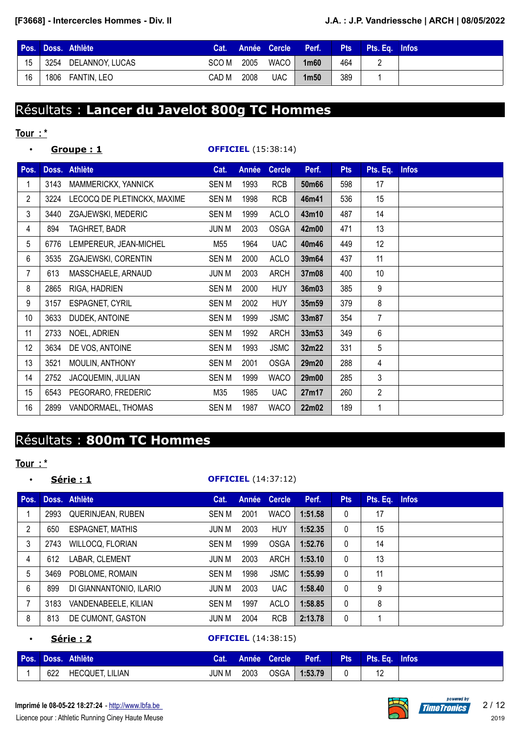| Pos. | Doss. | Athlète | Cat. | Année | Cercle | Perf. | Pts | Pts. Eq. | Infos |
|---|---|---|---|---|---|---|---|---|---|
| 15 | 3254 | DELANNOY, LUCAS | SCO M | 2005 | WACO | 1m60 | 464 | 2 | |
| 16 | 1806 | FANTIN, LEO | CAD M | 2008 | UAC | 1m50 | 389 | 1 | |

# Résultats : **Lancer du Javelot 800g TC Hommes**

**Tour : ***

- **Groupe : 1** **OFFICIEL** (15:38:14)

| Pos. | Doss. | Athlète | Cat. | Année | Cercle | Perf. | Pts | Pts. Eq. | Infos |
|---|---|---|---|---|---|---|---|---|---|
| 1 | 3143 | MAMMERICKX, YANNICK | SEN M | 1993 | RCB | 50m66 | 598 | 17 | |
| 2 | 3224 | LECOCQ DE PLETINCKX, MAXIME | SEN M | 1998 | RCB | 46m41 | 536 | 15 | |
| 3 | 3440 | ZGAJEWSKI, MEDERIC | SEN M | 1999 | ACLO | 43m10 | 487 | 14 | |
| 4 | 894 | TAGHRET, BADR | JUN M | 2003 | OSGA | 42m00 | 471 | 13 | |
| 5 | 6776 | LEMPEREUR, JEAN-MICHEL | M55 | 1964 | UAC | 40m46 | 449 | 12 | |
| 6 | 3535 | ZGAJEWSKI, CORENTIN | SEN M | 2000 | ACLO | 39m64 | 437 | 11 | |
| 7 | 613 | MASSCHAELE, ARNAUD | JUN M | 2003 | ARCH | 37m08 | 400 | 10 | |
| 8 | 2865 | RIGA, HADRIEN | SEN M | 2000 | HUY | 36m03 | 385 | 9 | |
| 9 | 3157 | ESPAGNET, CYRIL | SEN M | 2002 | HUY | 35m59 | 379 | 8 | |
| 10 | 3633 | DUDEK, ANTOINE | SEN M | 1999 | JSMC | 33m87 | 354 | 7 | |
| 11 | 2733 | NOEL, ADRIEN | SEN M | 1992 | ARCH | 33m53 | 349 | 6 | |
| 12 | 3634 | DE VOS, ANTOINE | SEN M | 1993 | JSMC | 32m22 | 331 | 5 | |
| 13 | 3521 | MOULIN, ANTHONY | SEN M | 2001 | OSGA | 29m20 | 288 | 4 | |
| 14 | 2752 | JACQUEMIN, JULIAN | SEN M | 1999 | WACO | 29m00 | 285 | 3 | |
| 15 | 6543 | PEGORARO, FREDERIC | M35 | 1985 | UAC | 27m17 | 260 | 2 | |
| 16 | 2899 | VANDORMAEL, THOMAS | SEN M | 1987 | WACO | 22m02 | 189 | 1 | |

# Résultats : **800m TC Hommes**

**Tour : ***

- **Série : 1** **OFFICIEL** (14:37:12)

| Pos. | Doss. | Athlète | Cat. | Année | Cercle | Perf. | Pts | Pts. Eq. | Infos |
|---|---|---|---|---|---|---|---|---|---|
| 1 | 2993 | QUERINJEAN, RUBEN | SEN M | 2001 | WACO | 1:51.58 | 0 | 17 | |
| 2 | 650 | ESPAGNET, MATHIS | JUN M | 2003 | HUY | 1:52.35 | 0 | 15 | |
| 3 | 2743 | WILLOCQ, FLORIAN | SEN M | 1999 | OSGA | 1:52.76 | 0 | 14 | |
| 4 | 612 | LABAR, CLEMENT | JUN M | 2003 | ARCH | 1:53.10 | 0 | 13 | |
| 5 | 3469 | POBLOME, ROMAIN | SEN M | 1998 | JSMC | 1:55.99 | 0 | 11 | |
| 6 | 899 | DI GIANNANTONIO, ILARIO | JUN M | 2003 | UAC | 1:58.40 | 0 | 9 | |
| 7 | 3183 | VANDENABEELE, KILIAN | SEN M | 1997 | ACLO | 1:58.85 | 0 | 8 | |
| 8 | 813 | DE CUMONT, GASTON | JUN M | 2004 | RCB | 2:13.78 | 0 | 1 | |

- **Série : 2** **OFFICIEL** (14:38:15)

| Pos. | Doss. | Athlète | Cat. | Année | Cercle | Perf. | Pts | Pts. Eq. | Infos |
|---|---|---|---|---|---|---|---|---|---|
| 1 | 622 | HECQUET, LILIAN | JUN M | 2003 | OSGA | 1:53.79 | 0 | 12 | |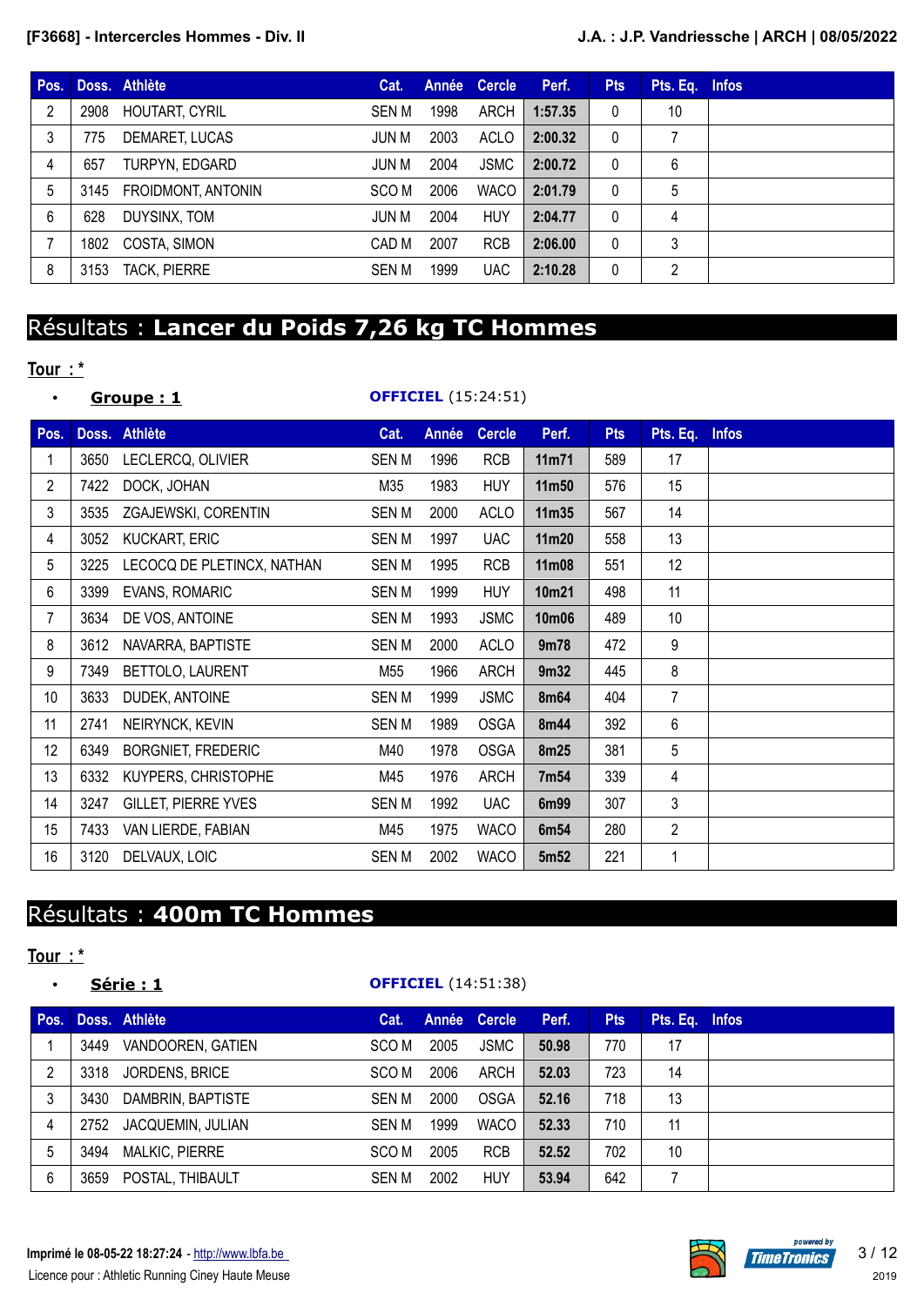| Pos. | Doss. | Athlète | Cat. | Année | Cercle | Perf. | Pts | Pts. Eq. | Infos |
|---|---|---|---|---|---|---|---|---|---|
| 2 | 2908 | HOUTART, CYRIL | SEN M | 1998 | ARCH | 1:57.35 | 0 | 10 | |
| 3 | 775 | DEMARET, LUCAS | JUN M | 2003 | ACLO | 2:00.32 | 0 | 7 | |
| 4 | 657 | TURPYN, EDGARD | JUN M | 2004 | JSMC | 2:00.72 | 0 | 6 | |
| 5 | 3145 | FROIDMONT, ANTONIN | SCO M | 2006 | WACO | 2:01.79 | 0 | 5 | |
| 6 | 628 | DUYSINX, TOM | JUN M | 2004 | HUY | 2:04.77 | 0 | 4 | |
| 7 | 1802 | COSTA, SIMON | CAD M | 2007 | RCB | 2:06.00 | 0 | 3 | |
| 8 | 3153 | TACK, PIERRE | SEN M | 1999 | UAC | 2:10.28 | 0 | 2 | |

## Résultats : **Lancer du Poids 7,26 kg TC Hommes**

**Tour : ***

- **Groupe : 1** — **OFFICIEL** (15:24:51)

| Pos. | Doss. | Athlète | Cat. | Année | Cercle | Perf. | Pts | Pts. Eq. | Infos |
|---|---|---|---|---|---|---|---|---|---|
| 1 | 3650 | LECLERCQ, OLIVIER | SEN M | 1996 | RCB | 11m71 | 589 | 17 | |
| 2 | 7422 | DOCK, JOHAN | M35 | 1983 | HUY | 11m50 | 576 | 15 | |
| 3 | 3535 | ZGAJEWSKI, CORENTIN | SEN M | 2000 | ACLO | 11m35 | 567 | 14 | |
| 4 | 3052 | KUCKART, ERIC | SEN M | 1997 | UAC | 11m20 | 558 | 13 | |
| 5 | 3225 | LECOCQ DE PLETINCX, NATHAN | SEN M | 1995 | RCB | 11m08 | 551 | 12 | |
| 6 | 3399 | EVANS, ROMARIC | SEN M | 1999 | HUY | 10m21 | 498 | 11 | |
| 7 | 3634 | DE VOS, ANTOINE | SEN M | 1993 | JSMC | 10m06 | 489 | 10 | |
| 8 | 3612 | NAVARRA, BAPTISTE | SEN M | 2000 | ACLO | 9m78 | 472 | 9 | |
| 9 | 7349 | BETTOLO, LAURENT | M55 | 1966 | ARCH | 9m32 | 445 | 8 | |
| 10 | 3633 | DUDEK, ANTOINE | SEN M | 1999 | JSMC | 8m64 | 404 | 7 | |
| 11 | 2741 | NEIRYNCK, KEVIN | SEN M | 1989 | OSGA | 8m44 | 392 | 6 | |
| 12 | 6349 | BORGNIET, FREDERIC | M40 | 1978 | OSGA | 8m25 | 381 | 5 | |
| 13 | 6332 | KUYPERS, CHRISTOPHE | M45 | 1976 | ARCH | 7m54 | 339 | 4 | |
| 14 | 3247 | GILLET, PIERRE YVES | SEN M | 1992 | UAC | 6m99 | 307 | 3 | |
| 15 | 7433 | VAN LIERDE, FABIAN | M45 | 1975 | WACO | 6m54 | 280 | 2 | |
| 16 | 3120 | DELVAUX, LOIC | SEN M | 2002 | WACO | 5m52 | 221 | 1 | |

## Résultats : **400m TC Hommes**

**Tour : ***

- **Série : 1** — **OFFICIEL** (14:51:38)

| Pos. | Doss. | Athlète | Cat. | Année | Cercle | Perf. | Pts | Pts. Eq. | Infos |
|---|---|---|---|---|---|---|---|---|---|
| 1 | 3449 | VANDOOREN, GATIEN | SCO M | 2005 | JSMC | 50.98 | 770 | 17 | |
| 2 | 3318 | JORDENS, BRICE | SCO M | 2006 | ARCH | 52.03 | 723 | 14 | |
| 3 | 3430 | DAMBRIN, BAPTISTE | SEN M | 2000 | OSGA | 52.16 | 718 | 13 | |
| 4 | 2752 | JACQUEMIN, JULIAN | SEN M | 1999 | WACO | 52.33 | 710 | 11 | |
| 5 | 3494 | MALKIC, PIERRE | SCO M | 2005 | RCB | 52.52 | 702 | 10 | |
| 6 | 3659 | POSTAL, THIBAULT | SEN M | 2002 | HUY | 53.94 | 642 | 7 | |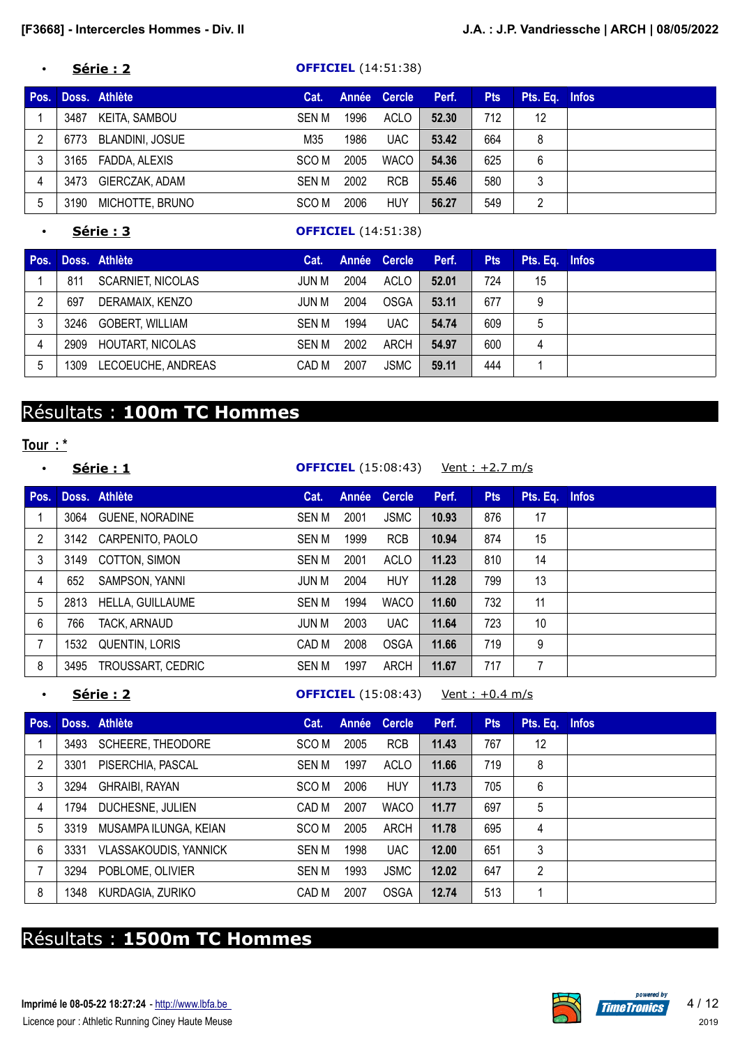- **Série : 2** — **OFFICIEL** (14:51:38)

| Pos. | Doss. | Athlète | Cat. | Année | Cercle | Perf. | Pts | Pts. Eq. | Infos |
|---|---|---|---|---|---|---|---|---|---|
| 1 | 3487 | KEITA, SAMBOU | SEN M | 1996 | ACLO | **52.30** | 712 | 12 | |
| 2 | 6773 | BLANDINI, JOSUE | M35 | 1986 | UAC | **53.42** | 664 | 8 | |
| 3 | 3165 | FADDA, ALEXIS | SCO M | 2005 | WACO | **54.36** | 625 | 6 | |
| 4 | 3473 | GIERCZAK, ADAM | SEN M | 2002 | RCB | **55.46** | 580 | 3 | |
| 5 | 3190 | MICHOTTE, BRUNO | SCO M | 2006 | HUY | **56.27** | 549 | 2 | |

- **Série : 3** — **OFFICIEL** (14:51:38)

| Pos. | Doss. | Athlète | Cat. | Année | Cercle | Perf. | Pts | Pts. Eq. | Infos |
|---|---|---|---|---|---|---|---|---|---|
| 1 | 811 | SCARNIET, NICOLAS | JUN M | 2004 | ACLO | **52.01** | 724 | 15 | |
| 2 | 697 | DERAMAIX, KENZO | JUN M | 2004 | OSGA | **53.11** | 677 | 9 | |
| 3 | 3246 | GOBERT, WILLIAM | SEN M | 1994 | UAC | **54.74** | 609 | 5 | |
| 4 | 2909 | HOUTART, NICOLAS | SEN M | 2002 | ARCH | **54.97** | 600 | 4 | |
| 5 | 1309 | LECOEUCHE, ANDREAS | CAD M | 2007 | JSMC | **59.11** | 444 | 1 | |

# Résultats : **100m TC Hommes**

**Tour : ***

- **Série : 1** — **OFFICIEL** (15:08:43) — Vent : +2.7 m/s

| Pos. | Doss. | Athlète | Cat. | Année | Cercle | Perf. | Pts | Pts. Eq. | Infos |
|---|---|---|---|---|---|---|---|---|---|
| 1 | 3064 | GUENE, NORADINE | SEN M | 2001 | JSMC | **10.93** | 876 | 17 | |
| 2 | 3142 | CARPENITO, PAOLO | SEN M | 1999 | RCB | **10.94** | 874 | 15 | |
| 3 | 3149 | COTTON, SIMON | SEN M | 2001 | ACLO | **11.23** | 810 | 14 | |
| 4 | 652 | SAMPSON, YANNI | JUN M | 2004 | HUY | **11.28** | 799 | 13 | |
| 5 | 2813 | HELLA, GUILLAUME | SEN M | 1994 | WACO | **11.60** | 732 | 11 | |
| 6 | 766 | TACK, ARNAUD | JUN M | 2003 | UAC | **11.64** | 723 | 10 | |
| 7 | 1532 | QUENTIN, LORIS | CAD M | 2008 | OSGA | **11.66** | 719 | 9 | |
| 8 | 3495 | TROUSSART, CEDRIC | SEN M | 1997 | ARCH | **11.67** | 717 | 7 | |

- **Série : 2** — **OFFICIEL** (15:08:43) — Vent : +0.4 m/s

| Pos. | Doss. | Athlète | Cat. | Année | Cercle | Perf. | Pts | Pts. Eq. | Infos |
|---|---|---|---|---|---|---|---|---|---|
| 1 | 3493 | SCHEERE, THEODORE | SCO M | 2005 | RCB | **11.43** | 767 | 12 | |
| 2 | 3301 | PISERCHIA, PASCAL | SEN M | 1997 | ACLO | **11.66** | 719 | 8 | |
| 3 | 3294 | GHRAIBI, RAYAN | SCO M | 2006 | HUY | **11.73** | 705 | 6 | |
| 4 | 1794 | DUCHESNE, JULIEN | CAD M | 2007 | WACO | **11.77** | 697 | 5 | |
| 5 | 3319 | MUSAMPA ILUNGA, KEIAN | SCO M | 2005 | ARCH | **11.78** | 695 | 4 | |
| 6 | 3331 | VLASSAKOUDIS, YANNICK | SEN M | 1998 | UAC | **12.00** | 651 | 3 | |
| 7 | 3294 | POBLOME, OLIVIER | SEN M | 1993 | JSMC | **12.02** | 647 | 2 | |
| 8 | 1348 | KURDAGIA, ZURIKO | CAD M | 2007 | OSGA | **12.74** | 513 | 1 | |

# Résultats : **1500m TC Hommes**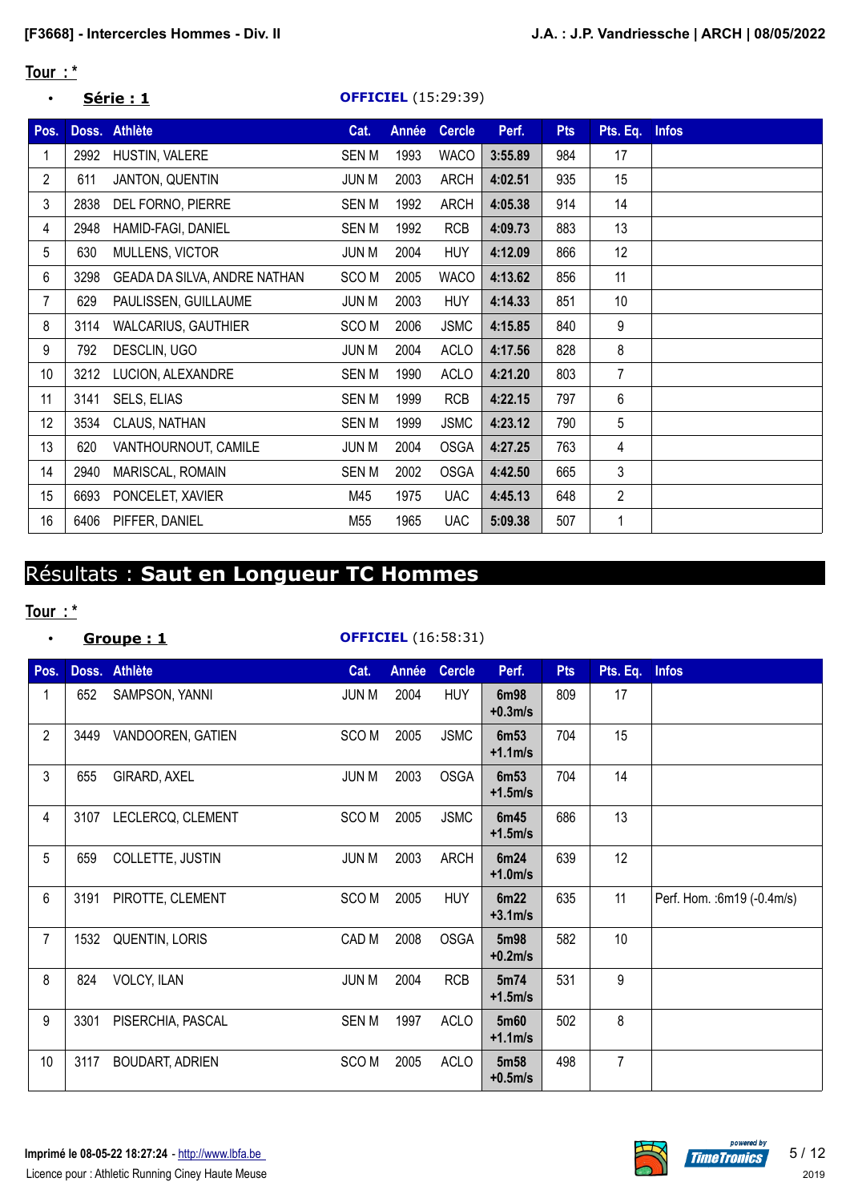## Tour : *

- **Série : 1** — **OFFICIEL** (15:29:39)

| Pos. | Doss. | Athlète | Cat. | Année | Cercle | Perf. | Pts | Pts. Eq. | Infos |
|---|---|---|---|---|---|---|---|---|---|
| 1 | 2992 | HUSTIN, VALERE | SEN M | 1993 | WACO | 3:55.89 | 984 | 17 | |
| 2 | 611 | JANTON, QUENTIN | JUN M | 2003 | ARCH | 4:02.51 | 935 | 15 | |
| 3 | 2838 | DEL FORNO, PIERRE | SEN M | 1992 | ARCH | 4:05.38 | 914 | 14 | |
| 4 | 2948 | HAMID-FAGI, DANIEL | SEN M | 1992 | RCB | 4:09.73 | 883 | 13 | |
| 5 | 630 | MULLENS, VICTOR | JUN M | 2004 | HUY | 4:12.09 | 866 | 12 | |
| 6 | 3298 | GEADA DA SILVA, ANDRE NATHAN | SCO M | 2005 | WACO | 4:13.62 | 856 | 11 | |
| 7 | 629 | PAULISSEN, GUILLAUME | JUN M | 2003 | HUY | 4:14.33 | 851 | 10 | |
| 8 | 3114 | WALCARIUS, GAUTHIER | SCO M | 2006 | JSMC | 4:15.85 | 840 | 9 | |
| 9 | 792 | DESCLIN, UGO | JUN M | 2004 | ACLO | 4:17.56 | 828 | 8 | |
| 10 | 3212 | LUCION, ALEXANDRE | SEN M | 1990 | ACLO | 4:21.20 | 803 | 7 | |
| 11 | 3141 | SELS, ELIAS | SEN M | 1999 | RCB | 4:22.15 | 797 | 6 | |
| 12 | 3534 | CLAUS, NATHAN | SEN M | 1999 | JSMC | 4:23.12 | 790 | 5 | |
| 13 | 620 | VANTHOURNOUT, CAMILE | JUN M | 2004 | OSGA | 4:27.25 | 763 | 4 | |
| 14 | 2940 | MARISCAL, ROMAIN | SEN M | 2002 | OSGA | 4:42.50 | 665 | 3 | |
| 15 | 6693 | PONCELET, XAVIER | M45 | 1975 | UAC | 4:45.13 | 648 | 2 | |
| 16 | 6406 | PIFFER, DANIEL | M55 | 1965 | UAC | 5:09.38 | 507 | 1 | |

# Résultats : **Saut en Longueur TC Hommes**

## Tour : *

- **Groupe : 1** — **OFFICIEL** (16:58:31)

| Pos. | Doss. | Athlète | Cat. | Année | Cercle | Perf. | Pts | Pts. Eq. | Infos |
|---|---|---|---|---|---|---|---|---|---|
| 1 | 652 | SAMPSON, YANNI | JUN M | 2004 | HUY | 6m98 +0.3m/s | 809 | 17 | |
| 2 | 3449 | VANDOOREN, GATIEN | SCO M | 2005 | JSMC | 6m53 +1.1m/s | 704 | 15 | |
| 3 | 655 | GIRARD, AXEL | JUN M | 2003 | OSGA | 6m53 +1.5m/s | 704 | 14 | |
| 4 | 3107 | LECLERCQ, CLEMENT | SCO M | 2005 | JSMC | 6m45 +1.5m/s | 686 | 13 | |
| 5 | 659 | COLLETTE, JUSTIN | JUN M | 2003 | ARCH | 6m24 +1.0m/s | 639 | 12 | |
| 6 | 3191 | PIROTTE, CLEMENT | SCO M | 2005 | HUY | 6m22 +3.1m/s | 635 | 11 | Perf. Hom. :6m19 (-0.4m/s) |
| 7 | 1532 | QUENTIN, LORIS | CAD M | 2008 | OSGA | 5m98 +0.2m/s | 582 | 10 | |
| 8 | 824 | VOLCY, ILAN | JUN M | 2004 | RCB | 5m74 +1.5m/s | 531 | 9 | |
| 9 | 3301 | PISERCHIA, PASCAL | SEN M | 1997 | ACLO | 5m60 +1.1m/s | 502 | 8 | |
| 10 | 3117 | BOUDART, ADRIEN | SCO M | 2005 | ACLO | 5m58 +0.5m/s | 498 | 7 | |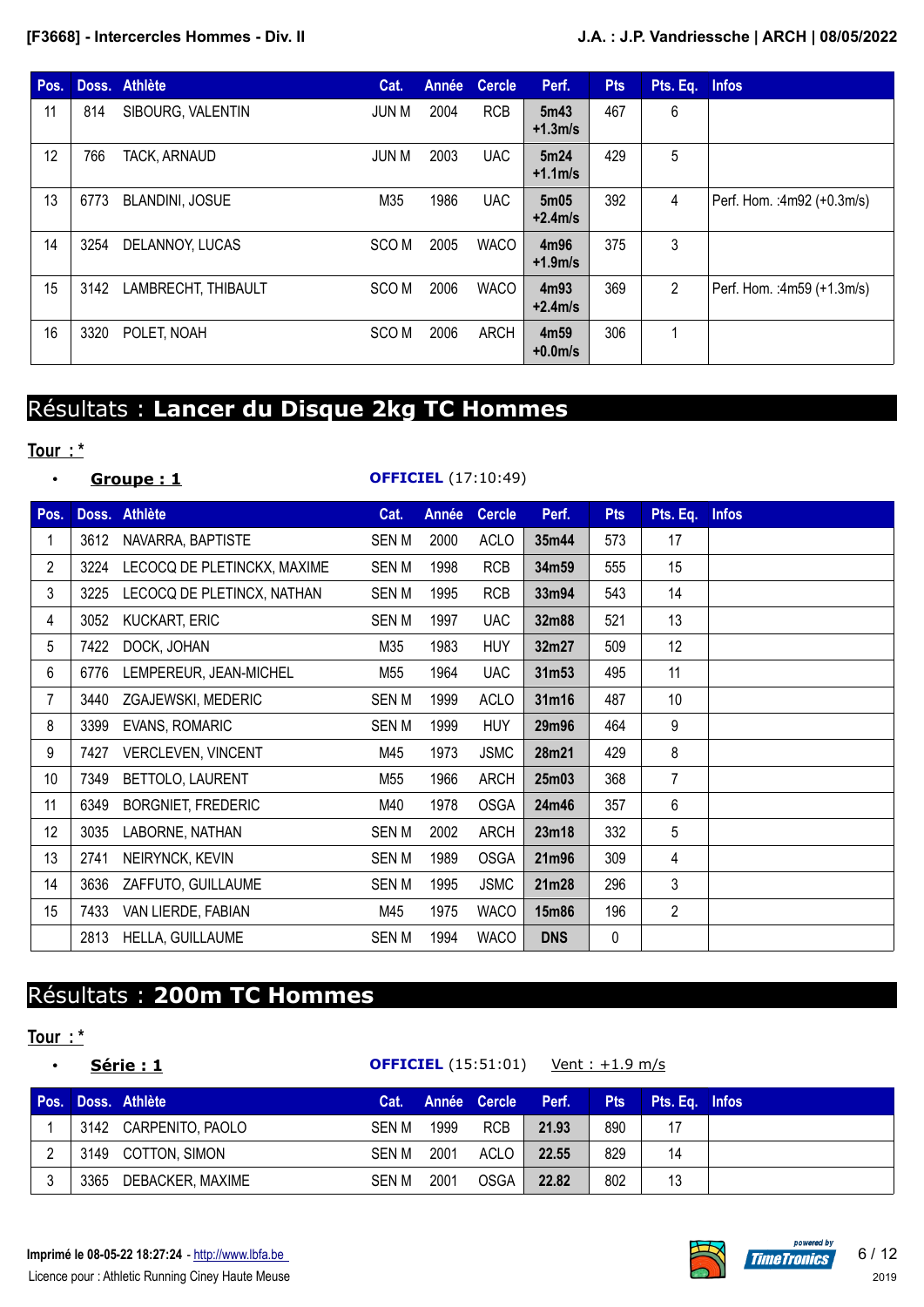| Pos. | Doss. | Athlète | Cat. | Année | Cercle | Perf. | Pts | Pts. Eq. | Infos |
|---|---|---|---|---|---|---|---|---|---|
| 11 | 814 | SIBOURG, VALENTIN | JUN M | 2004 | RCB | **5m43 +1.3m/s** | 467 | 6 | |
| 12 | 766 | TACK, ARNAUD | JUN M | 2003 | UAC | **5m24 +1.1m/s** | 429 | 5 | |
| 13 | 6773 | BLANDINI, JOSUE | M35 | 1986 | UAC | **5m05 +2.4m/s** | 392 | 4 | Perf. Hom. :4m92 (+0.3m/s) |
| 14 | 3254 | DELANNOY, LUCAS | SCO M | 2005 | WACO | **4m96 +1.9m/s** | 375 | 3 | |
| 15 | 3142 | LAMBRECHT, THIBAULT | SCO M | 2006 | WACO | **4m93 +2.4m/s** | 369 | 2 | Perf. Hom. :4m59 (+1.3m/s) |
| 16 | 3320 | POLET, NOAH | SCO M | 2006 | ARCH | **4m59 +0.0m/s** | 306 | 1 | |

# Résultats : **Lancer du Disque 2kg TC Hommes**

**Tour : ***

- **Groupe : 1** **OFFICIEL** (17:10:49)

| Pos. | Doss. | Athlète | Cat. | Année | Cercle | Perf. | Pts | Pts. Eq. | Infos |
|---|---|---|---|---|---|---|---|---|---|
| 1 | 3612 | NAVARRA, BAPTISTE | SEN M | 2000 | ACLO | **35m44** | 573 | 17 | |
| 2 | 3224 | LECOCQ DE PLETINCKX, MAXIME | SEN M | 1998 | RCB | **34m59** | 555 | 15 | |
| 3 | 3225 | LECOCQ DE PLETINCX, NATHAN | SEN M | 1995 | RCB | **33m94** | 543 | 14 | |
| 4 | 3052 | KUCKART, ERIC | SEN M | 1997 | UAC | **32m88** | 521 | 13 | |
| 5 | 7422 | DOCK, JOHAN | M35 | 1983 | HUY | **32m27** | 509 | 12 | |
| 6 | 6776 | LEMPEREUR, JEAN-MICHEL | M55 | 1964 | UAC | **31m53** | 495 | 11 | |
| 7 | 3440 | ZGAJEWSKI, MEDERIC | SEN M | 1999 | ACLO | **31m16** | 487 | 10 | |
| 8 | 3399 | EVANS, ROMARIC | SEN M | 1999 | HUY | **29m96** | 464 | 9 | |
| 9 | 7427 | VERCLEVEN, VINCENT | M45 | 1973 | JSMC | **28m21** | 429 | 8 | |
| 10 | 7349 | BETTOLO, LAURENT | M55 | 1966 | ARCH | **25m03** | 368 | 7 | |
| 11 | 6349 | BORGNIET, FREDERIC | M40 | 1978 | OSGA | **24m46** | 357 | 6 | |
| 12 | 3035 | LABORNE, NATHAN | SEN M | 2002 | ARCH | **23m18** | 332 | 5 | |
| 13 | 2741 | NEIRYNCK, KEVIN | SEN M | 1989 | OSGA | **21m96** | 309 | 4 | |
| 14 | 3636 | ZAFFUTO, GUILLAUME | SEN M | 1995 | JSMC | **21m28** | 296 | 3 | |
| 15 | 7433 | VAN LIERDE, FABIAN | M45 | 1975 | WACO | **15m86** | 196 | 2 | |
| | 2813 | HELLA, GUILLAUME | SEN M | 1994 | WACO | **DNS** | 0 | | |

# Résultats : **200m TC Hommes**

**Tour : ***

- **Série : 1** **OFFICIEL** (15:51:01) Vent : +1.9 m/s

| Pos. | Doss. | Athlète | Cat. | Année | Cercle | Perf. | Pts | Pts. Eq. | Infos |
|---|---|---|---|---|---|---|---|---|---|
| 1 | 3142 | CARPENITO, PAOLO | SEN M | 1999 | RCB | **21.93** | 890 | 17 | |
| 2 | 3149 | COTTON, SIMON | SEN M | 2001 | ACLO | **22.55** | 829 | 14 | |
| 3 | 3365 | DEBACKER, MAXIME | SEN M | 2001 | OSGA | **22.82** | 802 | 13 | |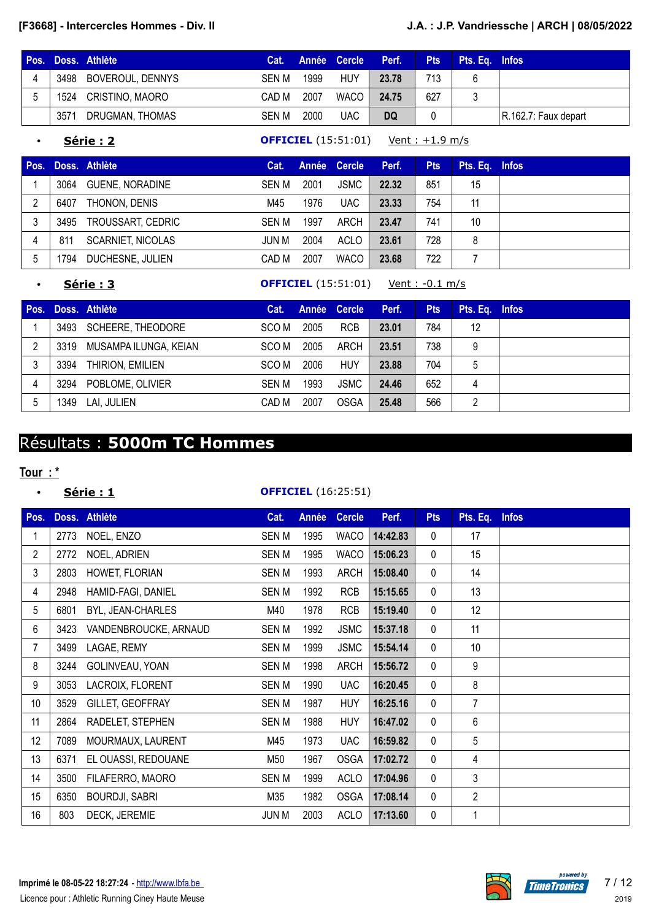| Pos. | Doss. | Athlète | Cat. | Année | Cercle | Perf. | Pts | Pts. Eq. | Infos |
|---|---|---|---|---|---|---|---|---|---|
| 4 | 3498 | BOVEROUL, DENNYS | SEN M | 1999 | HUY | 23.78 | 713 | 6 | |
| 5 | 1524 | CRISTINO, MAORO | CAD M | 2007 | WACO | 24.75 | 627 | 3 | |
| | 3571 | DRUGMAN, THOMAS | SEN M | 2000 | UAC | DQ | 0 | | R.162.7: Faux depart |

- **Série : 2** — **OFFICIEL** (15:51:01) — Vent : +1.9 m/s

| Pos. | Doss. | Athlète | Cat. | Année | Cercle | Perf. | Pts | Pts. Eq. | Infos |
|---|---|---|---|---|---|---|---|---|---|
| 1 | 3064 | GUENE, NORADINE | SEN M | 2001 | JSMC | 22.32 | 851 | 15 | |
| 2 | 6407 | THONON, DENIS | M45 | 1976 | UAC | 23.33 | 754 | 11 | |
| 3 | 3495 | TROUSSART, CEDRIC | SEN M | 1997 | ARCH | 23.47 | 741 | 10 | |
| 4 | 811 | SCARNIET, NICOLAS | JUN M | 2004 | ACLO | 23.61 | 728 | 8 | |
| 5 | 1794 | DUCHESNE, JULIEN | CAD M | 2007 | WACO | 23.68 | 722 | 7 | |

- **Série : 3** — **OFFICIEL** (15:51:01) — Vent : -0.1 m/s

| Pos. | Doss. | Athlète | Cat. | Année | Cercle | Perf. | Pts | Pts. Eq. | Infos |
|---|---|---|---|---|---|---|---|---|---|
| 1 | 3493 | SCHEERE, THEODORE | SCO M | 2005 | RCB | 23.01 | 784 | 12 | |
| 2 | 3319 | MUSAMPA ILUNGA, KEIAN | SCO M | 2005 | ARCH | 23.51 | 738 | 9 | |
| 3 | 3394 | THIRION, EMILIEN | SCO M | 2006 | HUY | 23.88 | 704 | 5 | |
| 4 | 3294 | POBLOME, OLIVIER | SEN M | 1993 | JSMC | 24.46 | 652 | 4 | |
| 5 | 1349 | LAI, JULIEN | CAD M | 2007 | OSGA | 25.48 | 566 | 2 | |

# Résultats : **5000m TC Hommes**

**Tour : ***

- **Série : 1** — **OFFICIEL** (16:25:51)

| Pos. | Doss. | Athlète | Cat. | Année | Cercle | Perf. | Pts | Pts. Eq. | Infos |
|---|---|---|---|---|---|---|---|---|---|
| 1 | 2773 | NOEL, ENZO | SEN M | 1995 | WACO | 14:42.83 | 0 | 17 | |
| 2 | 2772 | NOEL, ADRIEN | SEN M | 1995 | WACO | 15:06.23 | 0 | 15 | |
| 3 | 2803 | HOWET, FLORIAN | SEN M | 1993 | ARCH | 15:08.40 | 0 | 14 | |
| 4 | 2948 | HAMID-FAGI, DANIEL | SEN M | 1992 | RCB | 15:15.65 | 0 | 13 | |
| 5 | 6801 | BYL, JEAN-CHARLES | M40 | 1978 | RCB | 15:19.40 | 0 | 12 | |
| 6 | 3423 | VANDENBROUCKE, ARNAUD | SEN M | 1992 | JSMC | 15:37.18 | 0 | 11 | |
| 7 | 3499 | LAGAE, REMY | SEN M | 1999 | JSMC | 15:54.14 | 0 | 10 | |
| 8 | 3244 | GOLINVEAU, YOAN | SEN M | 1998 | ARCH | 15:56.72 | 0 | 9 | |
| 9 | 3053 | LACROIX, FLORENT | SEN M | 1990 | UAC | 16:20.45 | 0 | 8 | |
| 10 | 3529 | GILLET, GEOFFRAY | SEN M | 1987 | HUY | 16:25.16 | 0 | 7 | |
| 11 | 2864 | RADELET, STEPHEN | SEN M | 1988 | HUY | 16:47.02 | 0 | 6 | |
| 12 | 7089 | MOURMAUX, LAURENT | M45 | 1973 | UAC | 16:59.82 | 0 | 5 | |
| 13 | 6371 | EL OUASSI, REDOUANE | M50 | 1967 | OSGA | 17:02.72 | 0 | 4 | |
| 14 | 3500 | FILAFERRO, MAORO | SEN M | 1999 | ACLO | 17:04.96 | 0 | 3 | |
| 15 | 6350 | BOURDJI, SABRI | M35 | 1982 | OSGA | 17:08.14 | 0 | 2 | |
| 16 | 803 | DECK, JEREMIE | JUN M | 2003 | ACLO | 17:13.60 | 0 | 1 | |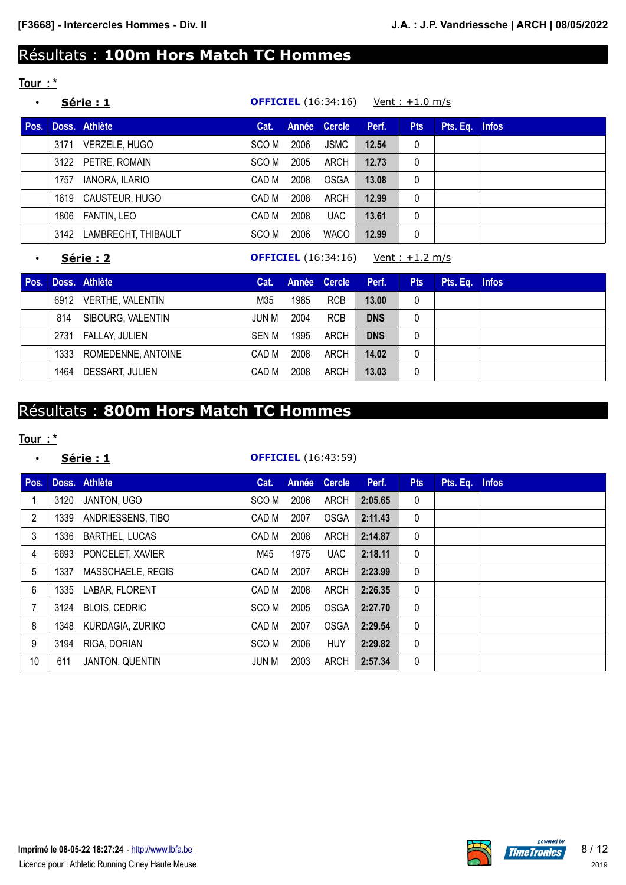# Résultats : **100m Hors Match TC Hommes**

**Tour : ***

- **Série : 1** — **OFFICIEL** (16:34:16) — Vent : +1.0 m/s

| Pos. | Doss. | Athlète | Cat. | Année | Cercle | Perf. | Pts | Pts. Eq. | Infos |
|---|---|---|---|---|---|---|---|---|---|
| | 3171 | VERZELE, HUGO | SCO M | 2006 | JSMC | **12.54** | 0 | | |
| | 3122 | PETRE, ROMAIN | SCO M | 2005 | ARCH | **12.73** | 0 | | |
| | 1757 | IANORA, ILARIO | CAD M | 2008 | OSGA | **13.08** | 0 | | |
| | 1619 | CAUSTEUR, HUGO | CAD M | 2008 | ARCH | **12.99** | 0 | | |
| | 1806 | FANTIN, LEO | CAD M | 2008 | UAC | **13.61** | 0 | | |
| | 3142 | LAMBRECHT, THIBAULT | SCO M | 2006 | WACO | **12.99** | 0 | | |

- **Série : 2** — **OFFICIEL** (16:34:16) — Vent : +1.2 m/s

| Pos. | Doss. | Athlète | Cat. | Année | Cercle | Perf. | Pts | Pts. Eq. | Infos |
|---|---|---|---|---|---|---|---|---|---|
| | 6912 | VERTHE, VALENTIN | M35 | 1985 | RCB | **13.00** | 0 | | |
| | 814 | SIBOURG, VALENTIN | JUN M | 2004 | RCB | **DNS** | 0 | | |
| | 2731 | FALLAY, JULIEN | SEN M | 1995 | ARCH | **DNS** | 0 | | |
| | 1333 | ROMEDENNE, ANTOINE | CAD M | 2008 | ARCH | **14.02** | 0 | | |
| | 1464 | DESSART, JULIEN | CAD M | 2008 | ARCH | **13.03** | 0 | | |

# Résultats : **800m Hors Match TC Hommes**

**Tour : ***

- **Série : 1** — **OFFICIEL** (16:43:59)

| Pos. | Doss. | Athlète | Cat. | Année | Cercle | Perf. | Pts | Pts. Eq. | Infos |
|---|---|---|---|---|---|---|---|---|---|
| 1 | 3120 | JANTON, UGO | SCO M | 2006 | ARCH | **2:05.65** | 0 | | |
| 2 | 1339 | ANDRIESSENS, TIBO | CAD M | 2007 | OSGA | **2:11.43** | 0 | | |
| 3 | 1336 | BARTHEL, LUCAS | CAD M | 2008 | ARCH | **2:14.87** | 0 | | |
| 4 | 6693 | PONCELET, XAVIER | M45 | 1975 | UAC | **2:18.11** | 0 | | |
| 5 | 1337 | MASSCHAELE, REGIS | CAD M | 2007 | ARCH | **2:23.99** | 0 | | |
| 6 | 1335 | LABAR, FLORENT | CAD M | 2008 | ARCH | **2:26.35** | 0 | | |
| 7 | 3124 | BLOIS, CEDRIC | SCO M | 2005 | OSGA | **2:27.70** | 0 | | |
| 8 | 1348 | KURDAGIA, ZURIKO | CAD M | 2007 | OSGA | **2:29.54** | 0 | | |
| 9 | 3194 | RIGA, DORIAN | SCO M | 2006 | HUY | **2:29.82** | 0 | | |
| 10 | 611 | JANTON, QUENTIN | JUN M | 2003 | ARCH | **2:57.34** | 0 | | |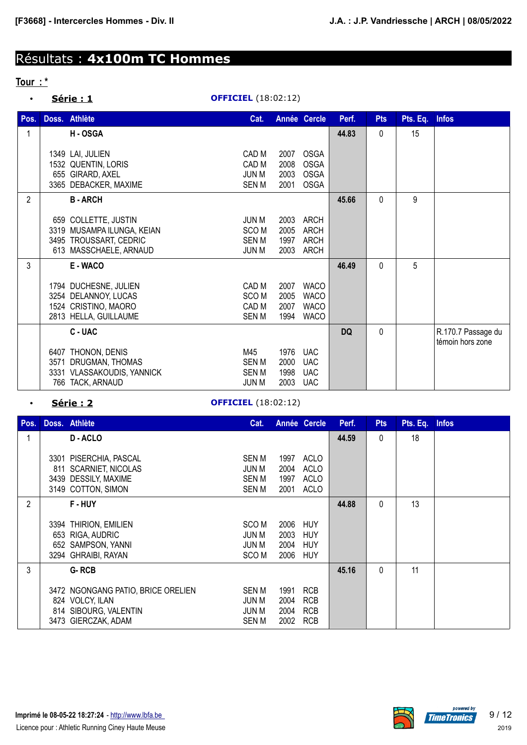[F3668] - Intercercles Hommes - Div. II

J.A. : J.P. Vandriessche | ARCH | 08/05/2022

# Résultats : **4x100m TC Hommes**

## Tour : *

- **Série : 1** — **OFFICIEL** (18:02:12)

| Pos. | Doss. | Athlète | Cat. | Année | Cercle | Perf. | Pts | Pts. Eq. | Infos |
|---|---|---|---|---|---|---|---|---|---|
| 1 | | **H - OSGA** | | | | **44.83** | 0 | 15 | |
| | 1349 | LAI, JULIEN | CAD M | 2007 | OSGA | | | | |
| | 1532 | QUENTIN, LORIS | CAD M | 2008 | OSGA | | | | |
| | 655 | GIRARD, AXEL | JUN M | 2003 | OSGA | | | | |
| | 3365 | DEBACKER, MAXIME | SEN M | 2001 | OSGA | | | | |
| 2 | | **B - ARCH** | | | | **45.66** | 0 | 9 | |
| | 659 | COLLETTE, JUSTIN | JUN M | 2003 | ARCH | | | | |
| | 3319 | MUSAMPA ILUNGA, KEIAN | SCO M | 2005 | ARCH | | | | |
| | 3495 | TROUSSART, CEDRIC | SEN M | 1997 | ARCH | | | | |
| | 613 | MASSCHAELE, ARNAUD | JUN M | 2003 | ARCH | | | | |
| 3 | | **E - WACO** | | | | **46.49** | 0 | 5 | |
| | 1794 | DUCHESNE, JULIEN | CAD M | 2007 | WACO | | | | |
| | 3254 | DELANNOY, LUCAS | SCO M | 2005 | WACO | | | | |
| | 1524 | CRISTINO, MAORO | CAD M | 2007 | WACO | | | | |
| | 2813 | HELLA, GUILLAUME | SEN M | 1994 | WACO | | | | |
| | | **C - UAC** | | | | **DQ** | 0 | | R.170.7 Passage du témoin hors zone |
| | 6407 | THONON, DENIS | M45 | 1976 | UAC | | | | |
| | 3571 | DRUGMAN, THOMAS | SEN M | 2000 | UAC | | | | |
| | 3331 | VLASSAKOUDIS, YANNICK | SEN M | 1998 | UAC | | | | |
| | 766 | TACK, ARNAUD | JUN M | 2003 | UAC | | | | |

- **Série : 2** — **OFFICIEL** (18:02:12)

| Pos. | Doss. | Athlète | Cat. | Année | Cercle | Perf. | Pts | Pts. Eq. | Infos |
|---|---|---|---|---|---|---|---|---|---|
| 1 | | **D - ACLO** | | | | **44.59** | 0 | 18 | |
| | 3301 | PISERCHIA, PASCAL | SEN M | 1997 | ACLO | | | | |
| | 811 | SCARNIET, NICOLAS | JUN M | 2004 | ACLO | | | | |
| | 3439 | DESSILY, MAXIME | SEN M | 1997 | ACLO | | | | |
| | 3149 | COTTON, SIMON | SEN M | 2001 | ACLO | | | | |
| 2 | | **F - HUY** | | | | **44.88** | 0 | 13 | |
| | 3394 | THIRION, EMILIEN | SCO M | 2006 | HUY | | | | |
| | 653 | RIGA, AUDRIC | JUN M | 2003 | HUY | | | | |
| | 652 | SAMPSON, YANNI | JUN M | 2004 | HUY | | | | |
| | 3294 | GHRAIBI, RAYAN | SCO M | 2006 | HUY | | | | |
| 3 | | **G- RCB** | | | | **45.16** | 0 | 11 | |
| | 3472 | NGONGANG PATIO, BRICE ORELIEN | SEN M | 1991 | RCB | | | | |
| | 824 | VOLCY, ILAN | JUN M | 2004 | RCB | | | | |
| | 814 | SIBOURG, VALENTIN | JUN M | 2004 | RCB | | | | |
| | 3473 | GIERCZAK, ADAM | SEN M | 2002 | RCB | | | | |

Imprimé le 08-05-22 18:27:24 - http://www.lbfa.be

Licence pour : Athletic Running Ciney Haute Meuse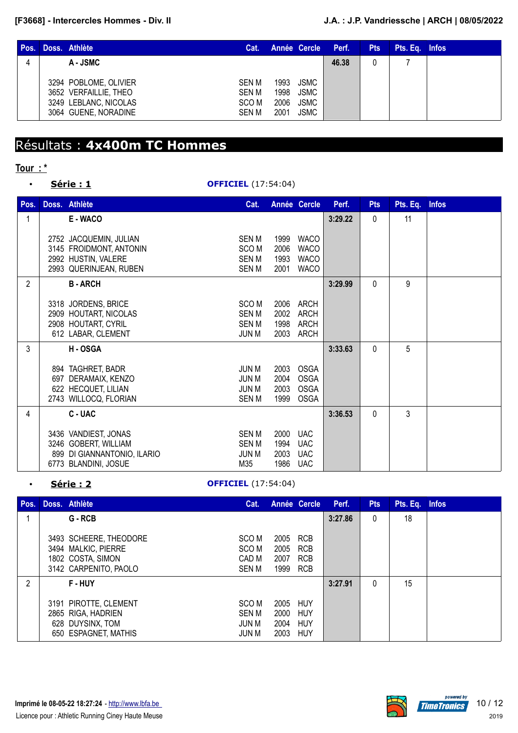| Pos. | Doss. | Athlète | Cat. | Année | Cercle | Perf. | Pts | Pts. Eq. | Infos |
|---|---|---|---|---|---|---|---|---|---|
| 4 | | **A - JSMC** | | | | **46.38** | 0 | 7 | |
| | 3294 | POBLOME, OLIVIER | SEN M | 1993 | JSMC | | | | |
| | 3652 | VERFAILLIE, THEO | SEN M | 1998 | JSMC | | | | |
| | 3249 | LEBLANC, NICOLAS | SCO M | 2006 | JSMC | | | | |
| | 3064 | GUENE, NORADINE | SEN M | 2001 | JSMC | | | | |

## Résultats : **4x400m TC Hommes**

### Tour : *

- **Série : 1** — **OFFICIEL** (17:54:04)

| Pos. | Doss. | Athlète | Cat. | Année | Cercle | Perf. | Pts | Pts. Eq. | Infos |
|---|---|---|---|---|---|---|---|---|---|
| 1 | | **E - WACO** | | | | **3:29.22** | 0 | 11 | |
| | 2752 | JACQUEMIN, JULIAN | SEN M | 1999 | WACO | | | | |
| | 3145 | FROIDMONT, ANTONIN | SCO M | 2006 | WACO | | | | |
| | 2992 | HUSTIN, VALERE | SEN M | 1993 | WACO | | | | |
| | 2993 | QUERINJEAN, RUBEN | SEN M | 2001 | WACO | | | | |
| 2 | | **B - ARCH** | | | | **3:29.99** | 0 | 9 | |
| | 3318 | JORDENS, BRICE | SCO M | 2006 | ARCH | | | | |
| | 2909 | HOUTART, NICOLAS | SEN M | 2002 | ARCH | | | | |
| | 2908 | HOUTART, CYRIL | SEN M | 1998 | ARCH | | | | |
| | 612 | LABAR, CLEMENT | JUN M | 2003 | ARCH | | | | |
| 3 | | **H - OSGA** | | | | **3:33.63** | 0 | 5 | |
| | 894 | TAGHRET, BADR | JUN M | 2003 | OSGA | | | | |
| | 697 | DERAMAIX, KENZO | JUN M | 2004 | OSGA | | | | |
| | 622 | HECQUET, LILIAN | JUN M | 2003 | OSGA | | | | |
| | 2743 | WILLOCQ, FLORIAN | SEN M | 1999 | OSGA | | | | |
| 4 | | **C - UAC** | | | | **3:36.53** | 0 | 3 | |
| | 3436 | VANDIEST, JONAS | SEN M | 2000 | UAC | | | | |
| | 3246 | GOBERT, WILLIAM | SEN M | 1994 | UAC | | | | |
| | 899 | DI GIANNANTONIO, ILARIO | JUN M | 2003 | UAC | | | | |
| | 6773 | BLANDINI, JOSUE | M35 | 1986 | UAC | | | | |

- **Série : 2** — **OFFICIEL** (17:54:04)

| Pos. | Doss. | Athlète | Cat. | Année | Cercle | Perf. | Pts | Pts. Eq. | Infos |
|---|---|---|---|---|---|---|---|---|---|
| 1 | | **G - RCB** | | | | **3:27.86** | 0 | 18 | |
| | 3493 | SCHEERE, THEODORE | SCO M | 2005 | RCB | | | | |
| | 3494 | MALKIC, PIERRE | SCO M | 2005 | RCB | | | | |
| | 1802 | COSTA, SIMON | CAD M | 2007 | RCB | | | | |
| | 3142 | CARPENITO, PAOLO | SEN M | 1999 | RCB | | | | |
| 2 | | **F - HUY** | | | | **3:27.91** | 0 | 15 | |
| | 3191 | PIROTTE, CLEMENT | SCO M | 2005 | HUY | | | | |
| | 2865 | RIGA, HADRIEN | SEN M | 2000 | HUY | | | | |
| | 628 | DUYSINX, TOM | JUN M | 2004 | HUY | | | | |
| | 650 | ESPAGNET, MATHIS | JUN M | 2003 | HUY | | | | |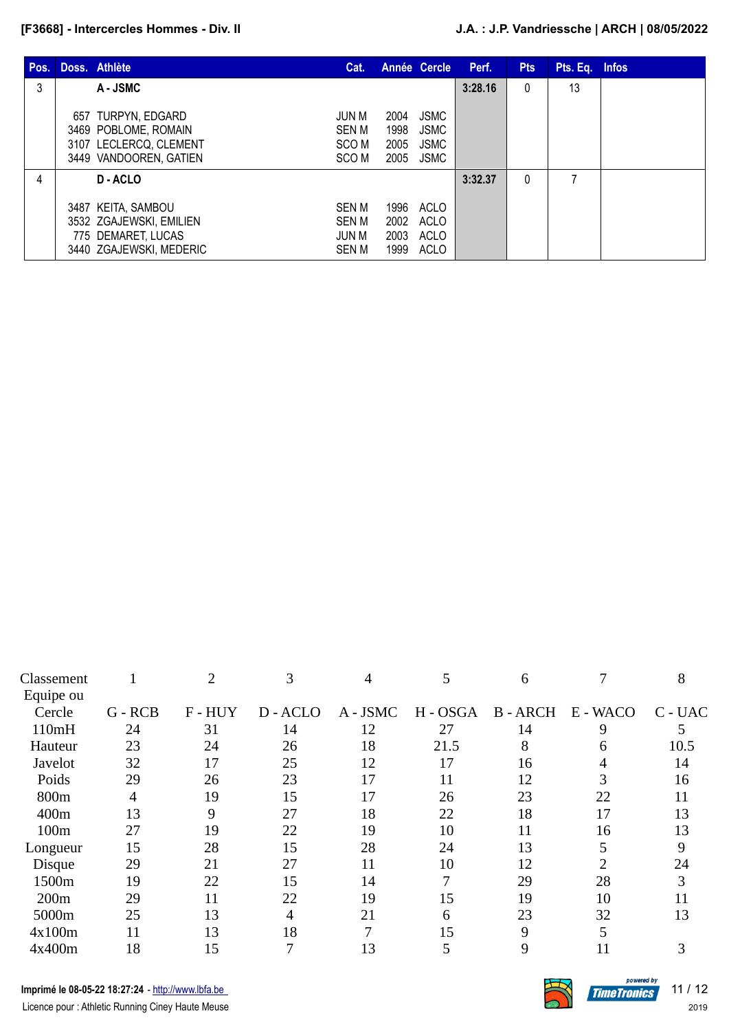| Pos. | Doss. | Athlète | Cat. | Année | Cercle | Perf. | Pts | Pts. Eq. | Infos |
|---|---|---|---|---|---|---|---|---|---|
| 3 | | **A - JSMC** | | | | **3:28.16** | 0 | 13 | |
| | 657 | TURPYN, EDGARD | JUN M | 2004 | JSMC | | | | |
| | 3469 | POBLOME, ROMAIN | SEN M | 1998 | JSMC | | | | |
| | 3107 | LECLERCQ, CLEMENT | SCO M | 2005 | JSMC | | | | |
| | 3449 | VANDOOREN, GATIEN | SCO M | 2005 | JSMC | | | | |
| 4 | | **D - ACLO** | | | | **3:32.37** | 0 | 7 | |
| | 3487 | KEITA, SAMBOU | SEN M | 1996 | ACLO | | | | |
| | 3532 | ZGAJEWSKI, EMILIEN | SEN M | 2002 | ACLO | | | | |
| | 775 | DEMARET, LUCAS | JUN M | 2003 | ACLO | | | | |
| | 3440 | ZGAJEWSKI, MEDERIC | SEN M | 1999 | ACLO | | | | |

| Classement Equipe ou | 1 | 2 | 3 | 4 | 5 | 6 | 7 | 8 |
|---|---|---|---|---|---|---|---|---|
| Cercle | G - RCB | F - HUY | D - ACLO | A - JSMC | H - OSGA | B - ARCH | E - WACO | C - UAC |
| 110mH | 24 | 31 | 14 | 12 | 27 | 14 | 9 | 5 |
| Hauteur | 23 | 24 | 26 | 18 | 21.5 | 8 | 6 | 10.5 |
| Javelot | 32 | 17 | 25 | 12 | 17 | 16 | 4 | 14 |
| Poids | 29 | 26 | 23 | 17 | 11 | 12 | 3 | 16 |
| 800m | 4 | 19 | 15 | 17 | 26 | 23 | 22 | 11 |
| 400m | 13 | 9 | 27 | 18 | 22 | 18 | 17 | 13 |
| 100m | 27 | 19 | 22 | 19 | 10 | 11 | 16 | 13 |
| Longueur | 15 | 28 | 15 | 28 | 24 | 13 | 5 | 9 |
| Disque | 29 | 21 | 27 | 11 | 10 | 12 | 2 | 24 |
| 1500m | 19 | 22 | 15 | 14 | 7 | 29 | 28 | 3 |
| 200m | 29 | 11 | 22 | 19 | 15 | 19 | 10 | 11 |
| 5000m | 25 | 13 | 4 | 21 | 6 | 23 | 32 | 13 |
| 4x100m | 11 | 13 | 18 | 7 | 15 | 9 | 5 | |
| 4x400m | 18 | 15 | 7 | 13 | 5 | 9 | 11 | 3 |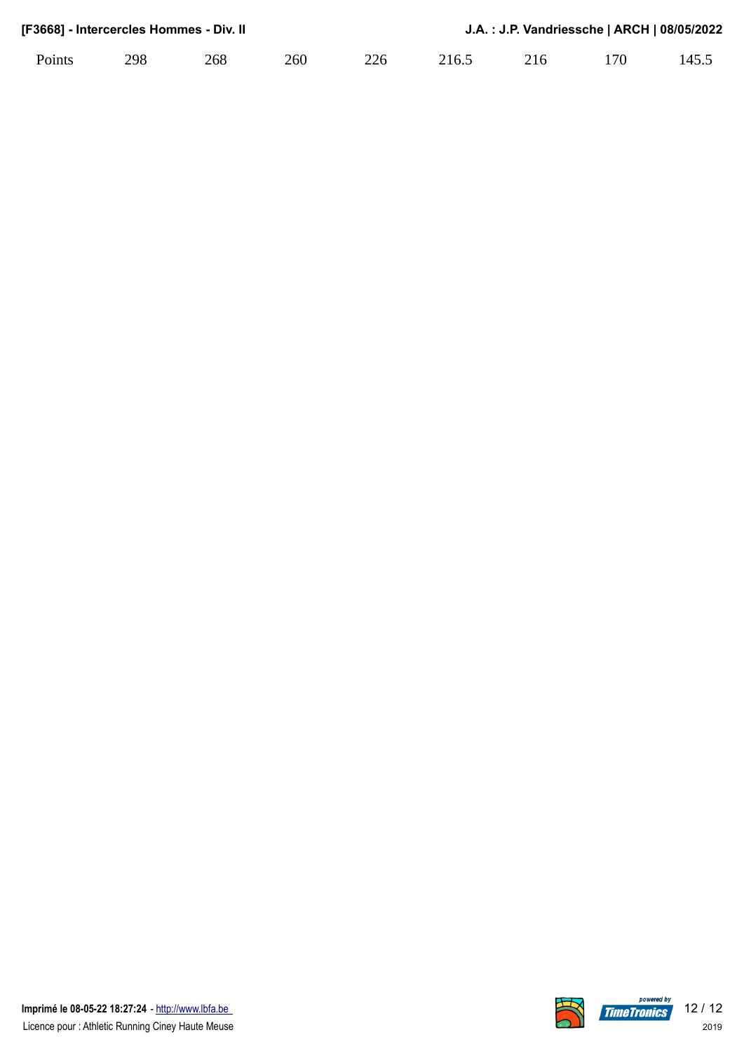| | | | | | | | | |
|---|---|---|---|---|---|---|---|---|
| Points | 298 | 268 | 260 | 226 | 216.5 | 216 | 170 | 145.5 |